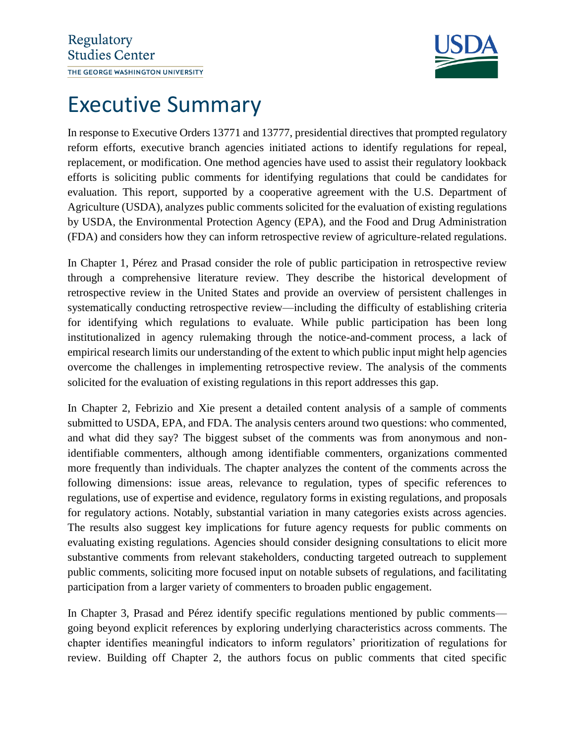Regulatory Studies Center
THE GEORGE WASHINGTON UNIVERSITY

# Executive Summary

In response to Executive Orders 13771 and 13777, presidential directives that prompted regulatory reform efforts, executive branch agencies initiated actions to identify regulations for repeal, replacement, or modification. One method agencies have used to assist their regulatory lookback efforts is soliciting public comments for identifying regulations that could be candidates for evaluation. This report, supported by a cooperative agreement with the U.S. Department of Agriculture (USDA), analyzes public comments solicited for the evaluation of existing regulations by USDA, the Environmental Protection Agency (EPA), and the Food and Drug Administration (FDA) and considers how they can inform retrospective review of agriculture-related regulations.

In Chapter 1, Pérez and Prasad consider the role of public participation in retrospective review through a comprehensive literature review. They describe the historical development of retrospective review in the United States and provide an overview of persistent challenges in systematically conducting retrospective review—including the difficulty of establishing criteria for identifying which regulations to evaluate. While public participation has been long institutionalized in agency rulemaking through the notice-and-comment process, a lack of empirical research limits our understanding of the extent to which public input might help agencies overcome the challenges in implementing retrospective review. The analysis of the comments solicited for the evaluation of existing regulations in this report addresses this gap.

In Chapter 2, Febrizio and Xie present a detailed content analysis of a sample of comments submitted to USDA, EPA, and FDA. The analysis centers around two questions: who commented, and what did they say? The biggest subset of the comments was from anonymous and non-identifiable commenters, although among identifiable commenters, organizations commented more frequently than individuals. The chapter analyzes the content of the comments across the following dimensions: issue areas, relevance to regulation, types of specific references to regulations, use of expertise and evidence, regulatory forms in existing regulations, and proposals for regulatory actions. Notably, substantial variation in many categories exists across agencies. The results also suggest key implications for future agency requests for public comments on evaluating existing regulations. Agencies should consider designing consultations to elicit more substantive comments from relevant stakeholders, conducting targeted outreach to supplement public comments, soliciting more focused input on notable subsets of regulations, and facilitating participation from a larger variety of commenters to broaden public engagement.

In Chapter 3, Prasad and Pérez identify specific regulations mentioned by public comments—going beyond explicit references by exploring underlying characteristics across comments. The chapter identifies meaningful indicators to inform regulators' prioritization of regulations for review. Building off Chapter 2, the authors focus on public comments that cited specific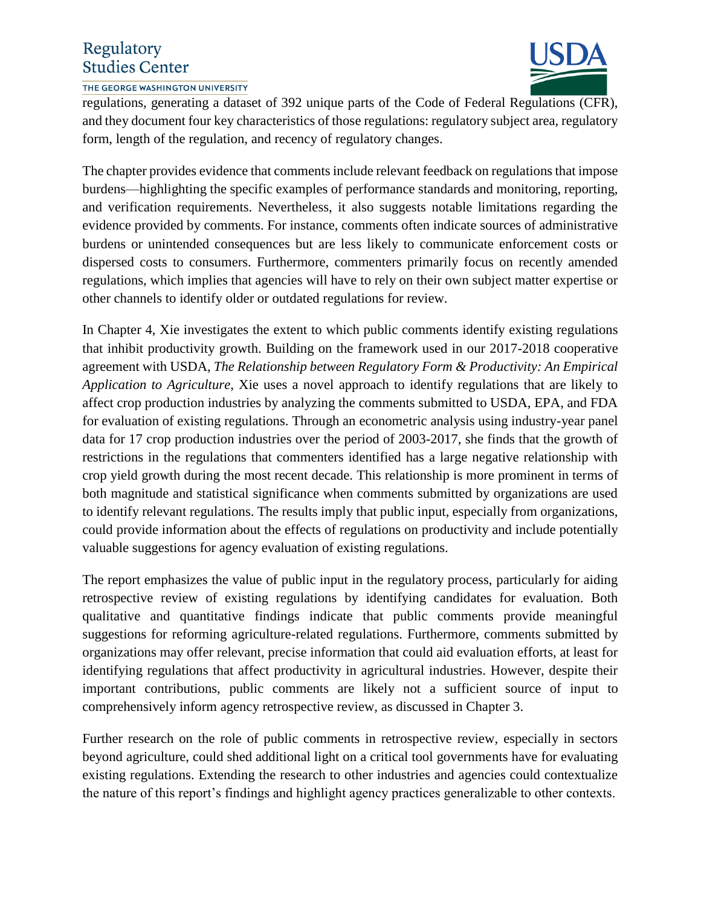regulations, generating a dataset of 392 unique parts of the Code of Federal Regulations (CFR), and they document four key characteristics of those regulations: regulatory subject area, regulatory form, length of the regulation, and recency of regulatory changes.

The chapter provides evidence that comments include relevant feedback on regulations that impose burdens—highlighting the specific examples of performance standards and monitoring, reporting, and verification requirements. Nevertheless, it also suggests notable limitations regarding the evidence provided by comments. For instance, comments often indicate sources of administrative burdens or unintended consequences but are less likely to communicate enforcement costs or dispersed costs to consumers. Furthermore, commenters primarily focus on recently amended regulations, which implies that agencies will have to rely on their own subject matter expertise or other channels to identify older or outdated regulations for review.

In Chapter 4, Xie investigates the extent to which public comments identify existing regulations that inhibit productivity growth. Building on the framework used in our 2017-2018 cooperative agreement with USDA, *The Relationship between Regulatory Form & Productivity: An Empirical Application to Agriculture*, Xie uses a novel approach to identify regulations that are likely to affect crop production industries by analyzing the comments submitted to USDA, EPA, and FDA for evaluation of existing regulations. Through an econometric analysis using industry-year panel data for 17 crop production industries over the period of 2003-2017, she finds that the growth of restrictions in the regulations that commenters identified has a large negative relationship with crop yield growth during the most recent decade. This relationship is more prominent in terms of both magnitude and statistical significance when comments submitted by organizations are used to identify relevant regulations. The results imply that public input, especially from organizations, could provide information about the effects of regulations on productivity and include potentially valuable suggestions for agency evaluation of existing regulations.

The report emphasizes the value of public input in the regulatory process, particularly for aiding retrospective review of existing regulations by identifying candidates for evaluation. Both qualitative and quantitative findings indicate that public comments provide meaningful suggestions for reforming agriculture-related regulations. Furthermore, comments submitted by organizations may offer relevant, precise information that could aid evaluation efforts, at least for identifying regulations that affect productivity in agricultural industries. However, despite their important contributions, public comments are likely not a sufficient source of input to comprehensively inform agency retrospective review, as discussed in Chapter 3.

Further research on the role of public comments in retrospective review, especially in sectors beyond agriculture, could shed additional light on a critical tool governments have for evaluating existing regulations. Extending the research to other industries and agencies could contextualize the nature of this report's findings and highlight agency practices generalizable to other contexts.